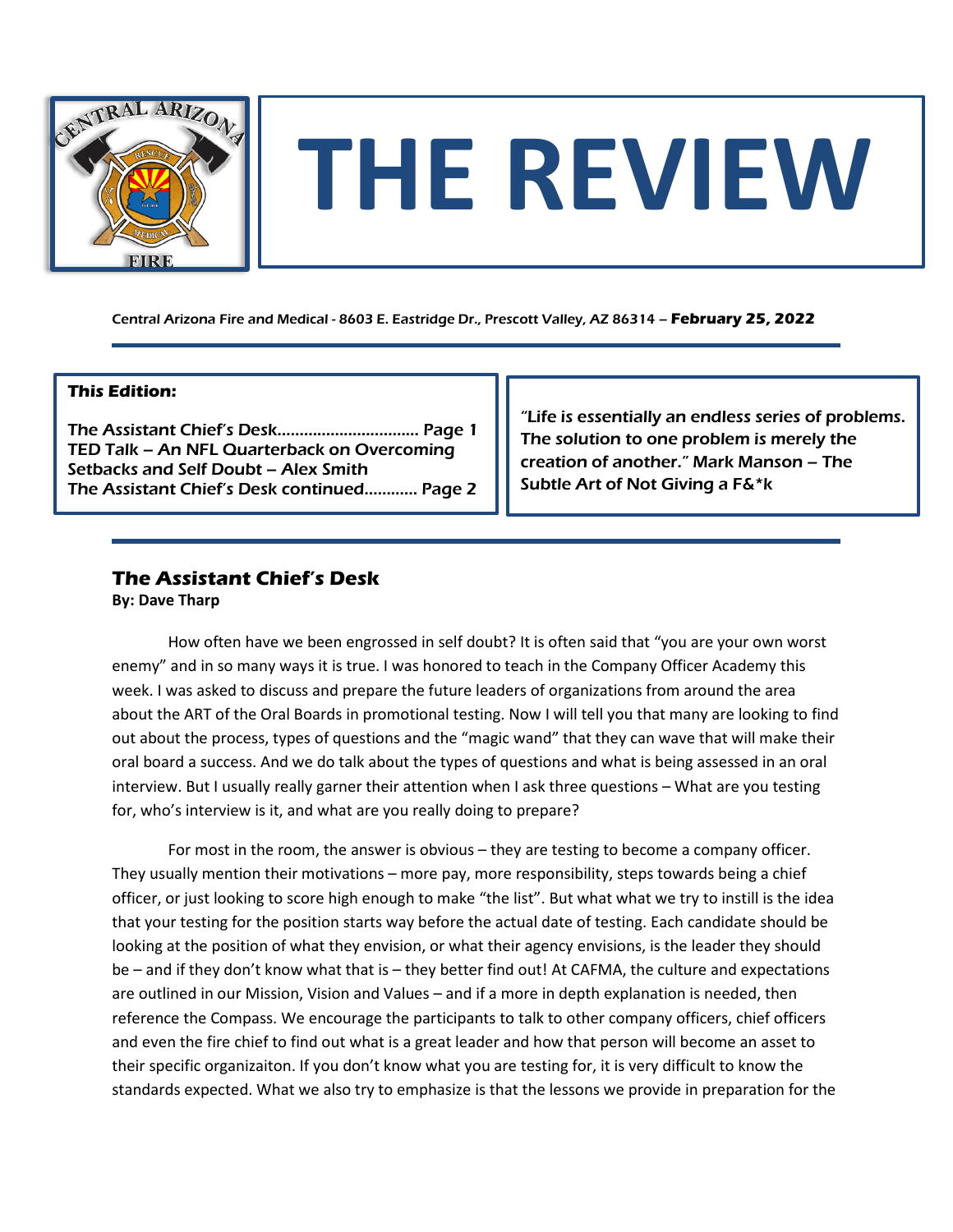# THE REVIEW

Central Arizona Fire and Medical - 8603 E. Eastridge Dr., Prescott Valley, AZ 86314 – **February 25, 2022**

**This Edition:**

The Assistant Chief's Desk................................ Page 1
TED Talk – An NFL Quarterback on Overcoming Setbacks and Self Doubt – Alex Smith
The Assistant Chief's Desk continued............ Page 2

*"Life is essentially an endless series of problems. The solution to one problem is merely the creation of another." Mark Manson – The Subtle Art of Not Giving a F&*k*

## The Assistant Chief's Desk

**By: Dave Tharp**

How often have we been engrossed in self doubt? It is often said that "you are your own worst enemy" and in so many ways it is true. I was honored to teach in the Company Officer Academy this week. I was asked to discuss and prepare the future leaders of organizations from around the area about the ART of the Oral Boards in promotional testing. Now I will tell you that many are looking to find out about the process, types of questions and the "magic wand" that they can wave that will make their oral board a success. And we do talk about the types of questions and what is being assessed in an oral interview. But I usually really garner their attention when I ask three questions – What are you testing for, who's interview is it, and what are you really doing to prepare?

For most in the room, the answer is obvious – they are testing to become a company officer. They usually mention their motivations – more pay, more responsibility, steps towards being a chief officer, or just looking to score high enough to make "the list". But what what we try to instill is the idea that your testing for the position starts way before the actual date of testing. Each candidate should be looking at the position of what they envision, or what their agency envisions, is the leader they should be – and if they don't know what that is – they better find out! At CAFMA, the culture and expectations are outlined in our Mission, Vision and Values – and if a more in depth explanation is needed, then reference the Compass. We encourage the participants to talk to other company officers, chief officers and even the fire chief to find out what is a great leader and how that person will become an asset to their specific organizaiton. If you don't know what you are testing for, it is very difficult to know the standards expected. What we also try to emphasize is that the lessons we provide in preparation for the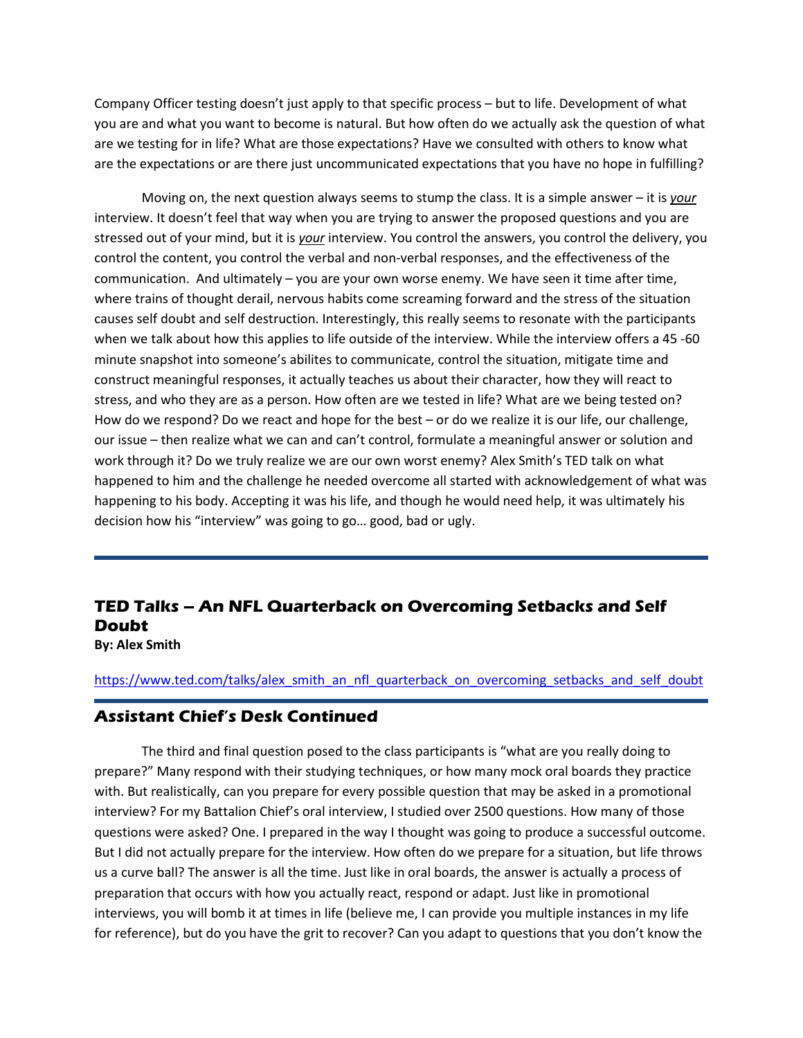Company Officer testing doesn't just apply to that specific process – but to life. Development of what you are and what you want to become is natural. But how often do we actually ask the question of what are we testing for in life? What are those expectations? Have we consulted with others to know what are the expectations or are there just uncommunicated expectations that you have no hope in fulfilling?

Moving on, the next question always seems to stump the class. It is a simple answer – it is ***your*** interview. It doesn't feel that way when you are trying to answer the proposed questions and you are stressed out of your mind, but it is ***your*** interview. You control the answers, you control the delivery, you control the content, you control the verbal and non-verbal responses, and the effectiveness of the communication.  And ultimately – you are your own worse enemy. We have seen it time after time, where trains of thought derail, nervous habits come screaming forward and the stress of the situation causes self doubt and self destruction. Interestingly, this really seems to resonate with the participants when we talk about how this applies to life outside of the interview. While the interview offers a 45 -60 minute snapshot into someone's abilites to communicate, control the situation, mitigate time and construct meaningful responses, it actually teaches us about their character, how they will react to stress, and who they are as a person. How often are we tested in life? What are we being tested on? How do we respond? Do we react and hope for the best – or do we realize it is our life, our challenge, our issue – then realize what we can and can't control, formulate a meaningful answer or solution and work through it? Do we truly realize we are our own worst enemy? Alex Smith's TED talk on what happened to him and the challenge he needed overcome all started with acknowledgement of what was happening to his body. Accepting it was his life, and though he would need help, it was ultimately his decision how his "interview" was going to go… good, bad or ugly.

---

## TED Talks – An NFL Quarterback on Overcoming Setbacks and Self Doubt

**By: Alex Smith**

https://www.ted.com/talks/alex_smith_an_nfl_quarterback_on_overcoming_setbacks_and_self_doubt

---

## Assistant Chief's Desk Continued

The third and final question posed to the class participants is "what are you really doing to prepare?" Many respond with their studying techniques, or how many mock oral boards they practice with. But realistically, can you prepare for every possible question that may be asked in a promotional interview? For my Battalion Chief's oral interview, I studied over 2500 questions. How many of those questions were asked? One. I prepared in the way I thought was going to produce a successful outcome. But I did not actually prepare for the interview. How often do we prepare for a situation, but life throws us a curve ball? The answer is all the time. Just like in oral boards, the answer is actually a process of preparation that occurs with how you actually react, respond or adapt. Just like in promotional interviews, you will bomb it at times in life (believe me, I can provide you multiple instances in my life for reference), but do you have the grit to recover? Can you adapt to questions that you don't know the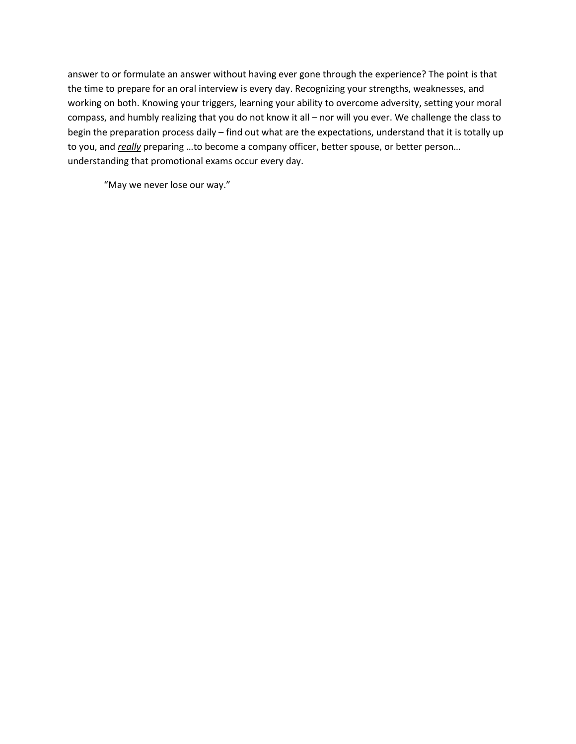answer to or formulate an answer without having ever gone through the experience? The point is that the time to prepare for an oral interview is every day. Recognizing your strengths, weaknesses, and working on both. Knowing your triggers, learning your ability to overcome adversity, setting your moral compass, and humbly realizing that you do not know it all – nor will you ever. We challenge the class to begin the preparation process daily – find out what are the expectations, understand that it is totally up to you, and <u>*really*</u> preparing …to become a company officer, better spouse, or better person… understanding that promotional exams occur every day.

"May we never lose our way."